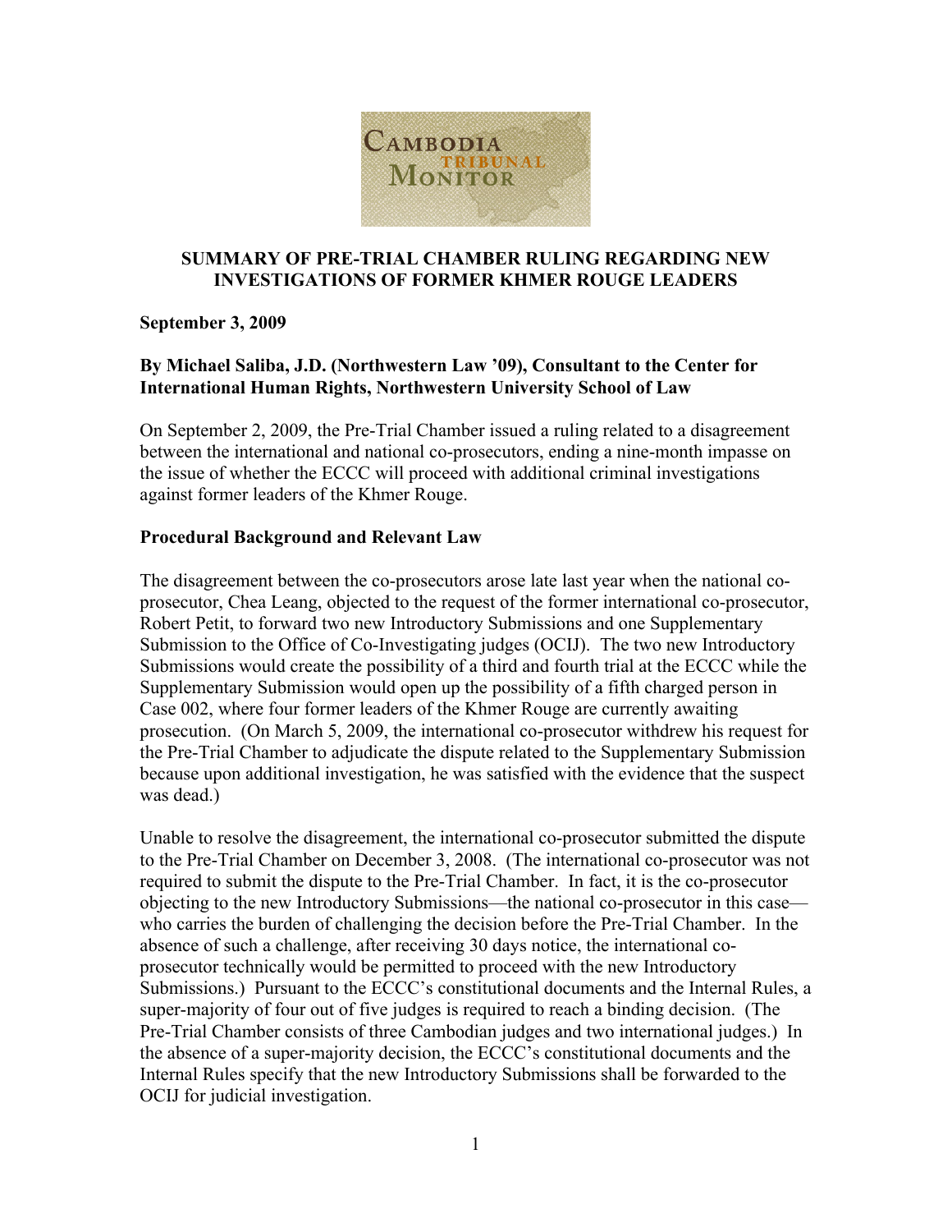# SUMMARY OF PRE-TRIAL CHAMBER RULING REGARDING NEW INVESTIGATIONS OF FORMER KHMER ROUGE LEADERS

**September 3, 2009**

**By Michael Saliba, J.D. (Northwestern Law '09), Consultant to the Center for International Human Rights, Northwestern University School of Law**

On September 2, 2009, the Pre-Trial Chamber issued a ruling related to a disagreement between the international and national co-prosecutors, ending a nine-month impasse on the issue of whether the ECCC will proceed with additional criminal investigations against former leaders of the Khmer Rouge.

## Procedural Background and Relevant Law

The disagreement between the co-prosecutors arose late last year when the national co-prosecutor, Chea Leang, objected to the request of the former international co-prosecutor, Robert Petit, to forward two new Introductory Submissions and one Supplementary Submission to the Office of Co-Investigating judges (OCIJ). The two new Introductory Submissions would create the possibility of a third and fourth trial at the ECCC while the Supplementary Submission would open up the possibility of a fifth charged person in Case 002, where four former leaders of the Khmer Rouge are currently awaiting prosecution. (On March 5, 2009, the international co-prosecutor withdrew his request for the Pre-Trial Chamber to adjudicate the dispute related to the Supplementary Submission because upon additional investigation, he was satisfied with the evidence that the suspect was dead.)

Unable to resolve the disagreement, the international co-prosecutor submitted the dispute to the Pre-Trial Chamber on December 3, 2008. (The international co-prosecutor was not required to submit the dispute to the Pre-Trial Chamber. In fact, it is the co-prosecutor objecting to the new Introductory Submissions—the national co-prosecutor in this case—who carries the burden of challenging the decision before the Pre-Trial Chamber. In the absence of such a challenge, after receiving 30 days notice, the international co-prosecutor technically would be permitted to proceed with the new Introductory Submissions.) Pursuant to the ECCC's constitutional documents and the Internal Rules, a super-majority of four out of five judges is required to reach a binding decision. (The Pre-Trial Chamber consists of three Cambodian judges and two international judges.) In the absence of a super-majority decision, the ECCC's constitutional documents and the Internal Rules specify that the new Introductory Submissions shall be forwarded to the OCIJ for judicial investigation.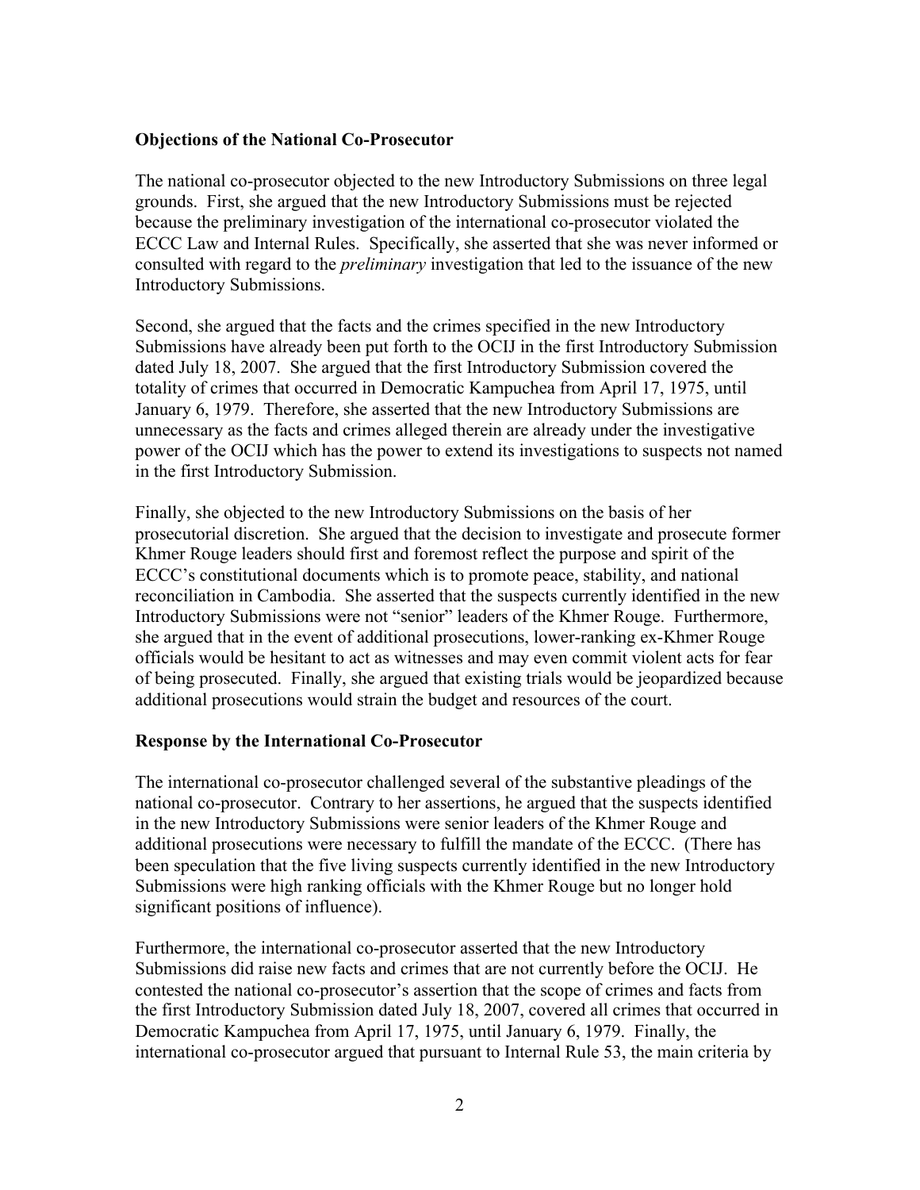**Objections of the National Co-Prosecutor**

The national co-prosecutor objected to the new Introductory Submissions on three legal grounds. First, she argued that the new Introductory Submissions must be rejected because the preliminary investigation of the international co-prosecutor violated the ECCC Law and Internal Rules. Specifically, she asserted that she was never informed or consulted with regard to the *preliminary* investigation that led to the issuance of the new Introductory Submissions.

Second, she argued that the facts and the crimes specified in the new Introductory Submissions have already been put forth to the OCIJ in the first Introductory Submission dated July 18, 2007. She argued that the first Introductory Submission covered the totality of crimes that occurred in Democratic Kampuchea from April 17, 1975, until January 6, 1979. Therefore, she asserted that the new Introductory Submissions are unnecessary as the facts and crimes alleged therein are already under the investigative power of the OCIJ which has the power to extend its investigations to suspects not named in the first Introductory Submission.

Finally, she objected to the new Introductory Submissions on the basis of her prosecutorial discretion. She argued that the decision to investigate and prosecute former Khmer Rouge leaders should first and foremost reflect the purpose and spirit of the ECCC's constitutional documents which is to promote peace, stability, and national reconciliation in Cambodia. She asserted that the suspects currently identified in the new Introductory Submissions were not "senior" leaders of the Khmer Rouge. Furthermore, she argued that in the event of additional prosecutions, lower-ranking ex-Khmer Rouge officials would be hesitant to act as witnesses and may even commit violent acts for fear of being prosecuted. Finally, she argued that existing trials would be jeopardized because additional prosecutions would strain the budget and resources of the court.

**Response by the International Co-Prosecutor**

The international co-prosecutor challenged several of the substantive pleadings of the national co-prosecutor. Contrary to her assertions, he argued that the suspects identified in the new Introductory Submissions were senior leaders of the Khmer Rouge and additional prosecutions were necessary to fulfill the mandate of the ECCC. (There has been speculation that the five living suspects currently identified in the new Introductory Submissions were high ranking officials with the Khmer Rouge but no longer hold significant positions of influence).

Furthermore, the international co-prosecutor asserted that the new Introductory Submissions did raise new facts and crimes that are not currently before the OCIJ. He contested the national co-prosecutor's assertion that the scope of crimes and facts from the first Introductory Submission dated July 18, 2007, covered all crimes that occurred in Democratic Kampuchea from April 17, 1975, until January 6, 1979. Finally, the international co-prosecutor argued that pursuant to Internal Rule 53, the main criteria by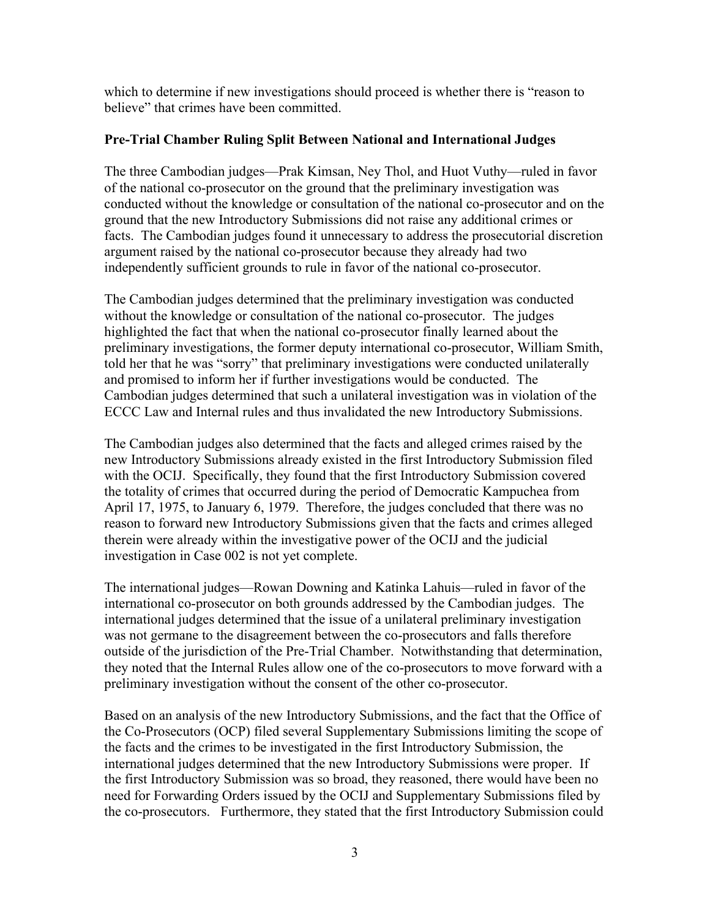which to determine if new investigations should proceed is whether there is "reason to believe" that crimes have been committed.

**Pre-Trial Chamber Ruling Split Between National and International Judges**

The three Cambodian judges—Prak Kimsan, Ney Thol, and Huot Vuthy—ruled in favor of the national co-prosecutor on the ground that the preliminary investigation was conducted without the knowledge or consultation of the national co-prosecutor and on the ground that the new Introductory Submissions did not raise any additional crimes or facts. The Cambodian judges found it unnecessary to address the prosecutorial discretion argument raised by the national co-prosecutor because they already had two independently sufficient grounds to rule in favor of the national co-prosecutor.

The Cambodian judges determined that the preliminary investigation was conducted without the knowledge or consultation of the national co-prosecutor. The judges highlighted the fact that when the national co-prosecutor finally learned about the preliminary investigations, the former deputy international co-prosecutor, William Smith, told her that he was "sorry" that preliminary investigations were conducted unilaterally and promised to inform her if further investigations would be conducted. The Cambodian judges determined that such a unilateral investigation was in violation of the ECCC Law and Internal rules and thus invalidated the new Introductory Submissions.

The Cambodian judges also determined that the facts and alleged crimes raised by the new Introductory Submissions already existed in the first Introductory Submission filed with the OCIJ. Specifically, they found that the first Introductory Submission covered the totality of crimes that occurred during the period of Democratic Kampuchea from April 17, 1975, to January 6, 1979. Therefore, the judges concluded that there was no reason to forward new Introductory Submissions given that the facts and crimes alleged therein were already within the investigative power of the OCIJ and the judicial investigation in Case 002 is not yet complete.

The international judges—Rowan Downing and Katinka Lahuis—ruled in favor of the international co-prosecutor on both grounds addressed by the Cambodian judges. The international judges determined that the issue of a unilateral preliminary investigation was not germane to the disagreement between the co-prosecutors and falls therefore outside of the jurisdiction of the Pre-Trial Chamber. Notwithstanding that determination, they noted that the Internal Rules allow one of the co-prosecutors to move forward with a preliminary investigation without the consent of the other co-prosecutor.

Based on an analysis of the new Introductory Submissions, and the fact that the Office of the Co-Prosecutors (OCP) filed several Supplementary Submissions limiting the scope of the facts and the crimes to be investigated in the first Introductory Submission, the international judges determined that the new Introductory Submissions were proper. If the first Introductory Submission was so broad, they reasoned, there would have been no need for Forwarding Orders issued by the OCIJ and Supplementary Submissions filed by the co-prosecutors. Furthermore, they stated that the first Introductory Submission could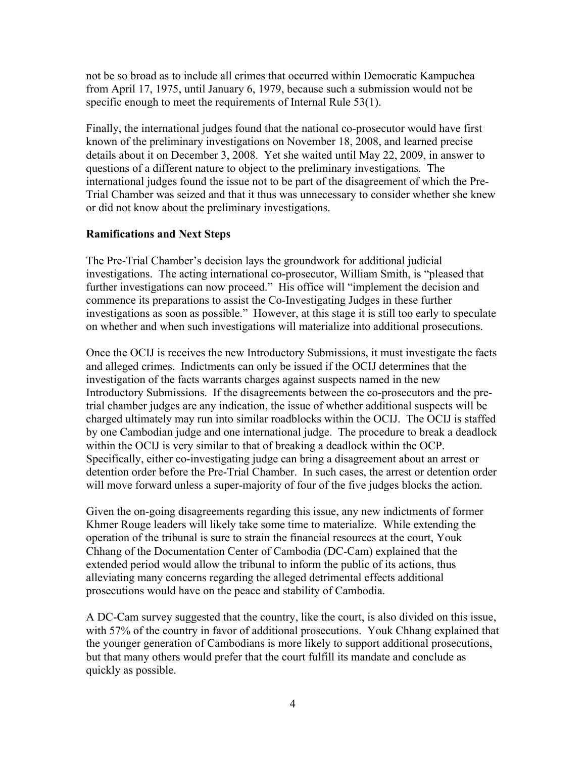not be so broad as to include all crimes that occurred within Democratic Kampuchea from April 17, 1975, until January 6, 1979, because such a submission would not be specific enough to meet the requirements of Internal Rule 53(1).

Finally, the international judges found that the national co-prosecutor would have first known of the preliminary investigations on November 18, 2008, and learned precise details about it on December 3, 2008. Yet she waited until May 22, 2009, in answer to questions of a different nature to object to the preliminary investigations. The international judges found the issue not to be part of the disagreement of which the Pre-Trial Chamber was seized and that it thus was unnecessary to consider whether she knew or did not know about the preliminary investigations.

**Ramifications and Next Steps**

The Pre-Trial Chamber's decision lays the groundwork for additional judicial investigations. The acting international co-prosecutor, William Smith, is "pleased that further investigations can now proceed." His office will "implement the decision and commence its preparations to assist the Co-Investigating Judges in these further investigations as soon as possible." However, at this stage it is still too early to speculate on whether and when such investigations will materialize into additional prosecutions.

Once the OCIJ is receives the new Introductory Submissions, it must investigate the facts and alleged crimes. Indictments can only be issued if the OCIJ determines that the investigation of the facts warrants charges against suspects named in the new Introductory Submissions. If the disagreements between the co-prosecutors and the pre-trial chamber judges are any indication, the issue of whether additional suspects will be charged ultimately may run into similar roadblocks within the OCIJ. The OCIJ is staffed by one Cambodian judge and one international judge. The procedure to break a deadlock within the OCIJ is very similar to that of breaking a deadlock within the OCP. Specifically, either co-investigating judge can bring a disagreement about an arrest or detention order before the Pre-Trial Chamber. In such cases, the arrest or detention order will move forward unless a super-majority of four of the five judges blocks the action.

Given the on-going disagreements regarding this issue, any new indictments of former Khmer Rouge leaders will likely take some time to materialize. While extending the operation of the tribunal is sure to strain the financial resources at the court, Youk Chhang of the Documentation Center of Cambodia (DC-Cam) explained that the extended period would allow the tribunal to inform the public of its actions, thus alleviating many concerns regarding the alleged detrimental effects additional prosecutions would have on the peace and stability of Cambodia.

A DC-Cam survey suggested that the country, like the court, is also divided on this issue, with 57% of the country in favor of additional prosecutions. Youk Chhang explained that the younger generation of Cambodians is more likely to support additional prosecutions, but that many others would prefer that the court fulfill its mandate and conclude as quickly as possible.